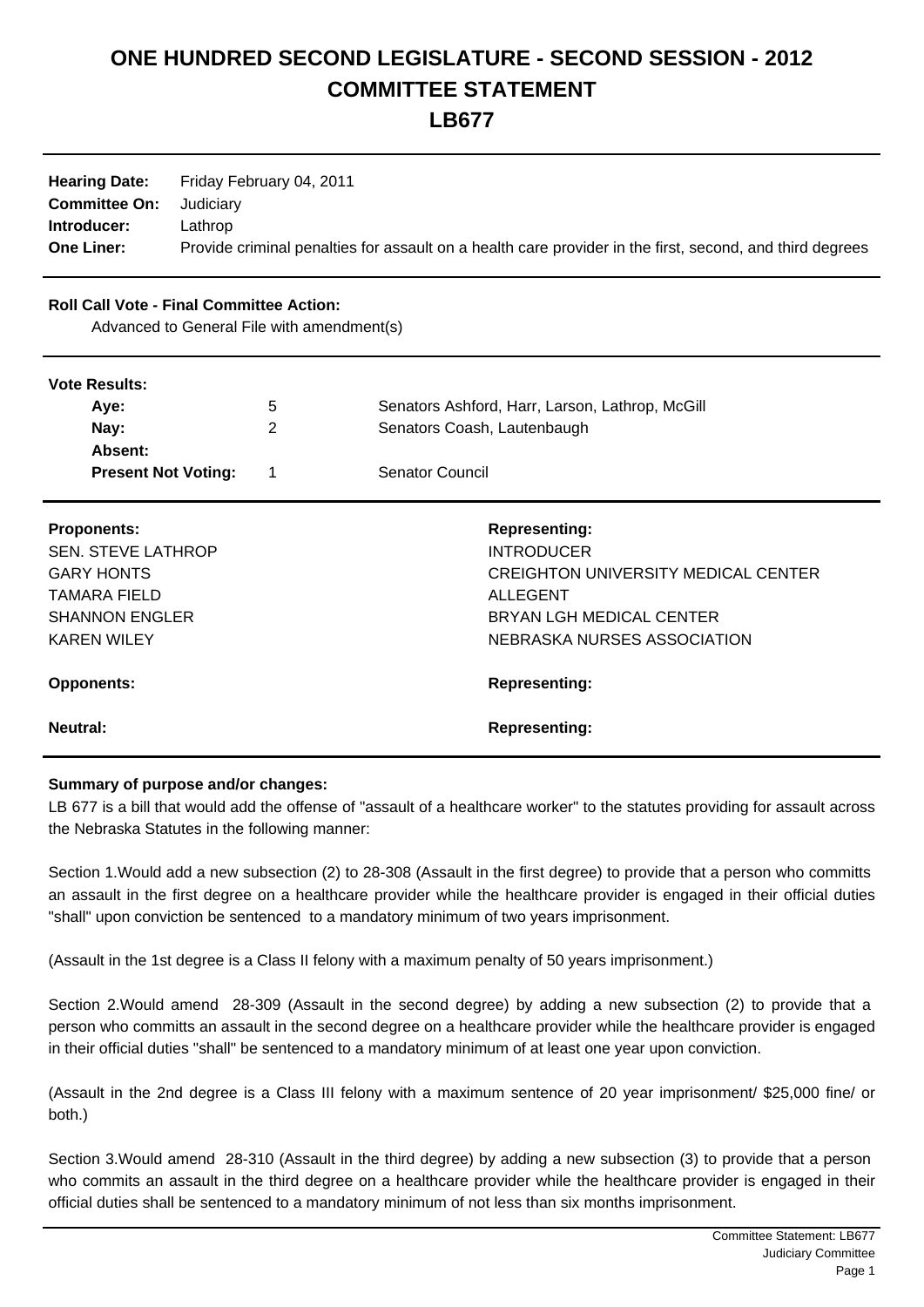# ONE HUNDRED SECOND LEGISLATURE - SECOND SESSION - 2012
# COMMITTEE STATEMENT
# LB677

**Hearing Date:** Friday February 04, 2011
**Committee On:** Judiciary
**Introducer:** Lathrop
**One Liner:** Provide criminal penalties for assault on a health care provider in the first, second, and third degrees

**Roll Call Vote - Final Committee Action:**
Advanced to General File with amendment(s)

**Vote Results:**

| | | |
|---|---|---|
| **Aye:** | 5 | Senators Ashford, Harr, Larson, Lathrop, McGill |
| **Nay:** | 2 | Senators Coash, Lautenbaugh |
| **Absent:** | | |
| **Present Not Voting:** | 1 | Senator Council |

| **Proponents:** | **Representing:** |
|---|---|
| SEN. STEVE LATHROP | INTRODUCER |
| GARY HONTS | CREIGHTON UNIVERSITY MEDICAL CENTER |
| TAMARA FIELD | ALLEGENT |
| SHANNON ENGLER | BRYAN LGH MEDICAL CENTER |
| KAREN WILEY | NEBRASKA NURSES ASSOCIATION |

| **Opponents:** | **Representing:** |
|---|---|

| **Neutral:** | **Representing:** |
|---|---|

**Summary of purpose and/or changes:**

LB 677 is a bill that would add the offense of "assault of a healthcare worker" to the statutes providing for assault across the Nebraska Statutes in the following manner:

Section 1.Would add a new subsection (2) to 28-308 (Assault in the first degree) to provide that a person who committs an assault in the first degree on a healthcare provider while the healthcare provider is engaged in their official duties "shall" upon conviction be sentenced to a mandatory minimum of two years imprisonment.

(Assault in the 1st degree is a Class II felony with a maximum penalty of 50 years imprisonment.)

Section 2.Would amend 28-309 (Assault in the second degree) by adding a new subsection (2) to provide that a person who committs an assault in the second degree on a healthcare provider while the healthcare provider is engaged in their official duties "shall" be sentenced to a mandatory minimum of at least one year upon conviction.

(Assault in the 2nd degree is a Class III felony with a maximum sentence of 20 year imprisonment/ $25,000 fine/ or both.)

Section 3.Would amend 28-310 (Assault in the third degree) by adding a new subsection (3) to provide that a person who commits an assault in the third degree on a healthcare provider while the healthcare provider is engaged in their official duties shall be sentenced to a mandatory minimum of not less than six months imprisonment.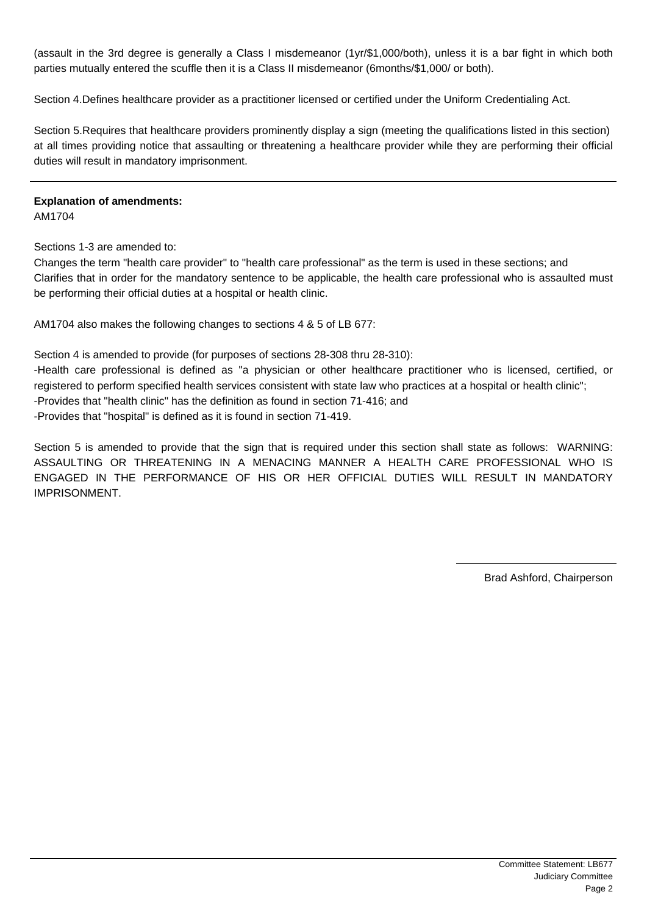(assault in the 3rd degree is generally a Class I misdemeanor (1yr/$1,000/both), unless it is a bar fight in which both parties mutually entered the scuffle then it is a Class II misdemeanor (6months/$1,000/ or both).

Section 4.Defines healthcare provider as a practitioner licensed or certified under the Uniform Credentialing Act.

Section 5.Requires that healthcare providers prominently display a sign (meeting the qualifications listed in this section) at all times providing notice that assaulting or threatening a healthcare provider while they are performing their official duties will result in mandatory imprisonment.

---

**Explanation of amendments:**
AM1704

Sections 1-3 are amended to:
Changes the term "health care provider" to "health care professional" as the term is used in these sections; and
Clarifies that in order for the mandatory sentence to be applicable, the health care professional who is assaulted must be performing their official duties at a hospital or health clinic.

AM1704 also makes the following changes to sections 4 & 5 of LB 677:

Section 4 is amended to provide (for purposes of sections 28-308 thru 28-310):
-Health care professional is defined as "a physician or other healthcare practitioner who is licensed, certified, or registered to perform specified health services consistent with state law who practices at a hospital or health clinic";
-Provides that "health clinic" has the definition as found in section 71-416; and
-Provides that "hospital" is defined as it is found in section 71-419.

Section 5 is amended to provide that the sign that is required under this section shall state as follows: WARNING: ASSAULTING OR THREATENING IN A MENACING MANNER A HEALTH CARE PROFESSIONAL WHO IS ENGAGED IN THE PERFORMANCE OF HIS OR HER OFFICIAL DUTIES WILL RESULT IN MANDATORY IMPRISONMENT.

Brad Ashford, Chairperson